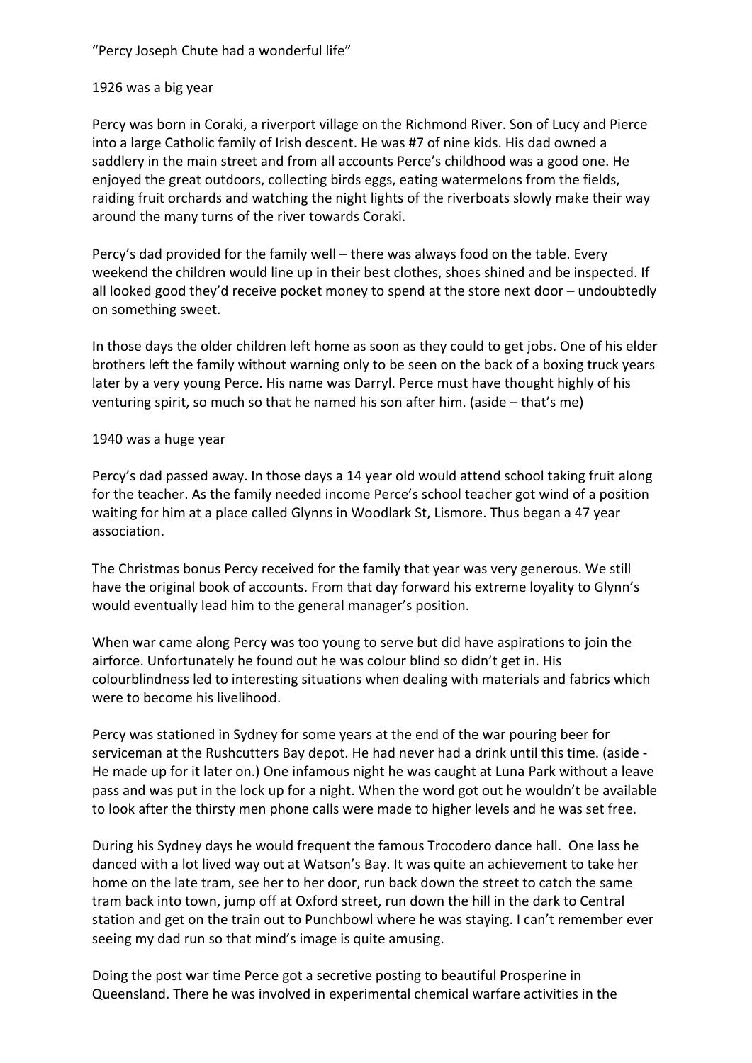"Percy Joseph Chute had a wonderful life"

1926 was a big year

Percy was born in Coraki, a riverport village on the Richmond River. Son of Lucy and Pierce into a large Catholic family of Irish descent. He was #7 of nine kids. His dad owned a saddlery in the main street and from all accounts Perce's childhood was a good one. He enjoyed the great outdoors, collecting birds eggs, eating watermelons from the fields, raiding fruit orchards and watching the night lights of the riverboats slowly make their way around the many turns of the river towards Coraki.

Percy's dad provided for the family well – there was always food on the table. Every weekend the children would line up in their best clothes, shoes shined and be inspected. If all looked good they'd receive pocket money to spend at the store next door – undoubtedly on something sweet.

In those days the older children left home as soon as they could to get jobs. One of his elder brothers left the family without warning only to be seen on the back of a boxing truck years later by a very young Perce. His name was Darryl. Perce must have thought highly of his venturing spirit, so much so that he named his son after him. (aside – that's me)

1940 was a huge year

Percy's dad passed away. In those days a 14 year old would attend school taking fruit along for the teacher. As the family needed income Perce's school teacher got wind of a position waiting for him at a place called Glynns in Woodlark St, Lismore. Thus began a 47 year association.

The Christmas bonus Percy received for the family that year was very generous. We still have the original book of accounts. From that day forward his extreme loyality to Glynn's would eventually lead him to the general manager's position.

When war came along Percy was too young to serve but did have aspirations to join the airforce. Unfortunately he found out he was colour blind so didn't get in. His colourblindness led to interesting situations when dealing with materials and fabrics which were to become his livelihood.

Percy was stationed in Sydney for some years at the end of the war pouring beer for serviceman at the Rushcutters Bay depot. He had never had a drink until this time. (aside - He made up for it later on.) One infamous night he was caught at Luna Park without a leave pass and was put in the lock up for a night. When the word got out he wouldn't be available to look after the thirsty men phone calls were made to higher levels and he was set free.

During his Sydney days he would frequent the famous Trocodero dance hall. One lass he danced with a lot lived way out at Watson's Bay. It was quite an achievement to take her home on the late tram, see her to her door, run back down the street to catch the same tram back into town, jump off at Oxford street, run down the hill in the dark to Central station and get on the train out to Punchbowl where he was staying. I can't remember ever seeing my dad run so that mind's image is quite amusing.

Doing the post war time Perce got a secretive posting to beautiful Prosperine in Queensland. There he was involved in experimental chemical warfare activities in the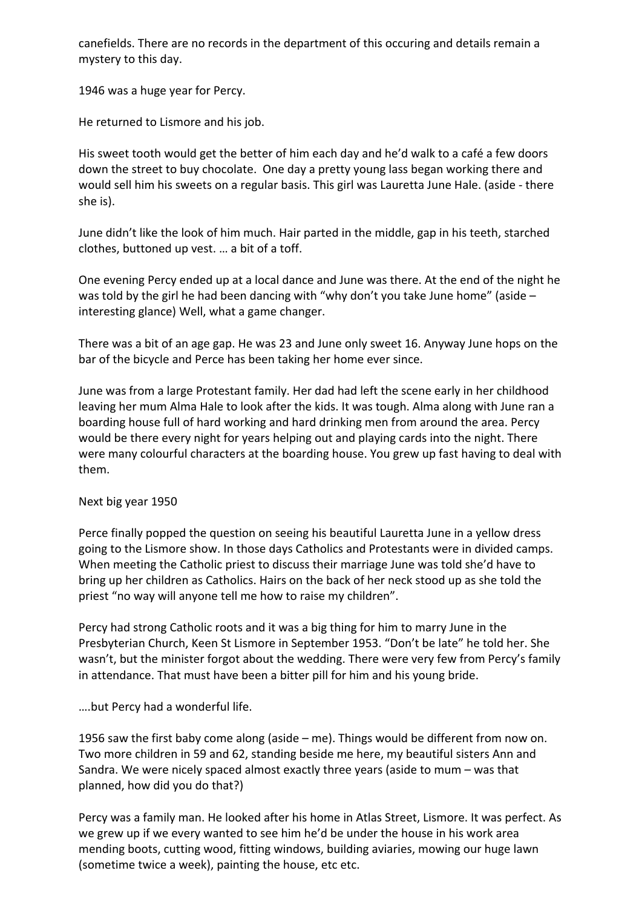canefields. There are no records in the department of this occuring and details remain a mystery to this day.

1946 was a huge year for Percy.

He returned to Lismore and his job.

His sweet tooth would get the better of him each day and he'd walk to a café a few doors down the street to buy chocolate.  One day a pretty young lass began working there and would sell him his sweets on a regular basis. This girl was Lauretta June Hale. (aside - there she is).

June didn't like the look of him much. Hair parted in the middle, gap in his teeth, starched clothes, buttoned up vest. … a bit of a toff.

One evening Percy ended up at a local dance and June was there. At the end of the night he was told by the girl he had been dancing with "why don't you take June home" (aside – interesting glance) Well, what a game changer.

There was a bit of an age gap. He was 23 and June only sweet 16. Anyway June hops on the bar of the bicycle and Perce has been taking her home ever since.

June was from a large Protestant family. Her dad had left the scene early in her childhood leaving her mum Alma Hale to look after the kids. It was tough. Alma along with June ran a boarding house full of hard working and hard drinking men from around the area. Percy would be there every night for years helping out and playing cards into the night. There were many colourful characters at the boarding house. You grew up fast having to deal with them.

Next big year 1950

Perce finally popped the question on seeing his beautiful Lauretta June in a yellow dress going to the Lismore show. In those days Catholics and Protestants were in divided camps. When meeting the Catholic priest to discuss their marriage June was told she'd have to bring up her children as Catholics. Hairs on the back of her neck stood up as she told the priest "no way will anyone tell me how to raise my children".

Percy had strong Catholic roots and it was a big thing for him to marry June in the Presbyterian Church, Keen St Lismore in September 1953. "Don't be late" he told her. She wasn't, but the minister forgot about the wedding. There were very few from Percy's family in attendance. That must have been a bitter pill for him and his young bride.

….but Percy had a wonderful life.

1956 saw the first baby come along (aside – me). Things would be different from now on. Two more children in 59 and 62, standing beside me here, my beautiful sisters Ann and Sandra. We were nicely spaced almost exactly three years (aside to mum – was that planned, how did you do that?)

Percy was a family man. He looked after his home in Atlas Street, Lismore. It was perfect. As we grew up if we every wanted to see him he'd be under the house in his work area mending boots, cutting wood, fitting windows, building aviaries, mowing our huge lawn (sometime twice a week), painting the house, etc etc.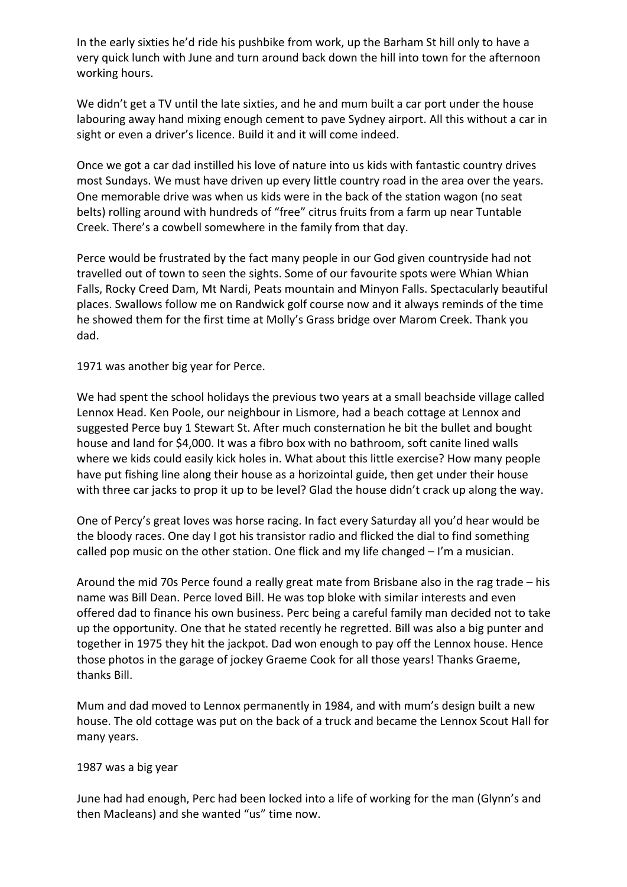In the early sixties he'd ride his pushbike from work, up the Barham St hill only to have a very quick lunch with June and turn around back down the hill into town for the afternoon working hours.

We didn't get a TV until the late sixties, and he and mum built a car port under the house labouring away hand mixing enough cement to pave Sydney airport. All this without a car in sight or even a driver's licence. Build it and it will come indeed.

Once we got a car dad instilled his love of nature into us kids with fantastic country drives most Sundays. We must have driven up every little country road in the area over the years. One memorable drive was when us kids were in the back of the station wagon (no seat belts) rolling around with hundreds of "free" citrus fruits from a farm up near Tuntable Creek. There's a cowbell somewhere in the family from that day.

Perce would be frustrated by the fact many people in our God given countryside had not travelled out of town to seen the sights. Some of our favourite spots were Whian Whian Falls, Rocky Creed Dam, Mt Nardi, Peats mountain and Minyon Falls. Spectacularly beautiful places. Swallows follow me on Randwick golf course now and it always reminds of the time he showed them for the first time at Molly's Grass bridge over Marom Creek. Thank you dad.

1971 was another big year for Perce.

We had spent the school holidays the previous two years at a small beachside village called Lennox Head. Ken Poole, our neighbour in Lismore, had a beach cottage at Lennox and suggested Perce buy 1 Stewart St. After much consternation he bit the bullet and bought house and land for $4,000. It was a fibro box with no bathroom, soft canite lined walls where we kids could easily kick holes in. What about this little exercise? How many people have put fishing line along their house as a horizointal guide, then get under their house with three car jacks to prop it up to be level? Glad the house didn't crack up along the way.

One of Percy's great loves was horse racing. In fact every Saturday all you'd hear would be the bloody races. One day I got his transistor radio and flicked the dial to find something called pop music on the other station. One flick and my life changed – I'm a musician.

Around the mid 70s Perce found a really great mate from Brisbane also in the rag trade – his name was Bill Dean. Perce loved Bill. He was top bloke with similar interests and even offered dad to finance his own business. Perc being a careful family man decided not to take up the opportunity. One that he stated recently he regretted. Bill was also a big punter and together in 1975 they hit the jackpot. Dad won enough to pay off the Lennox house. Hence those photos in the garage of jockey Graeme Cook for all those years! Thanks Graeme, thanks Bill.

Mum and dad moved to Lennox permanently in 1984, and with mum's design built a new house. The old cottage was put on the back of a truck and became the Lennox Scout Hall for many years.

1987 was a big year

June had had enough, Perc had been locked into a life of working for the man (Glynn's and then Macleans) and she wanted "us" time now.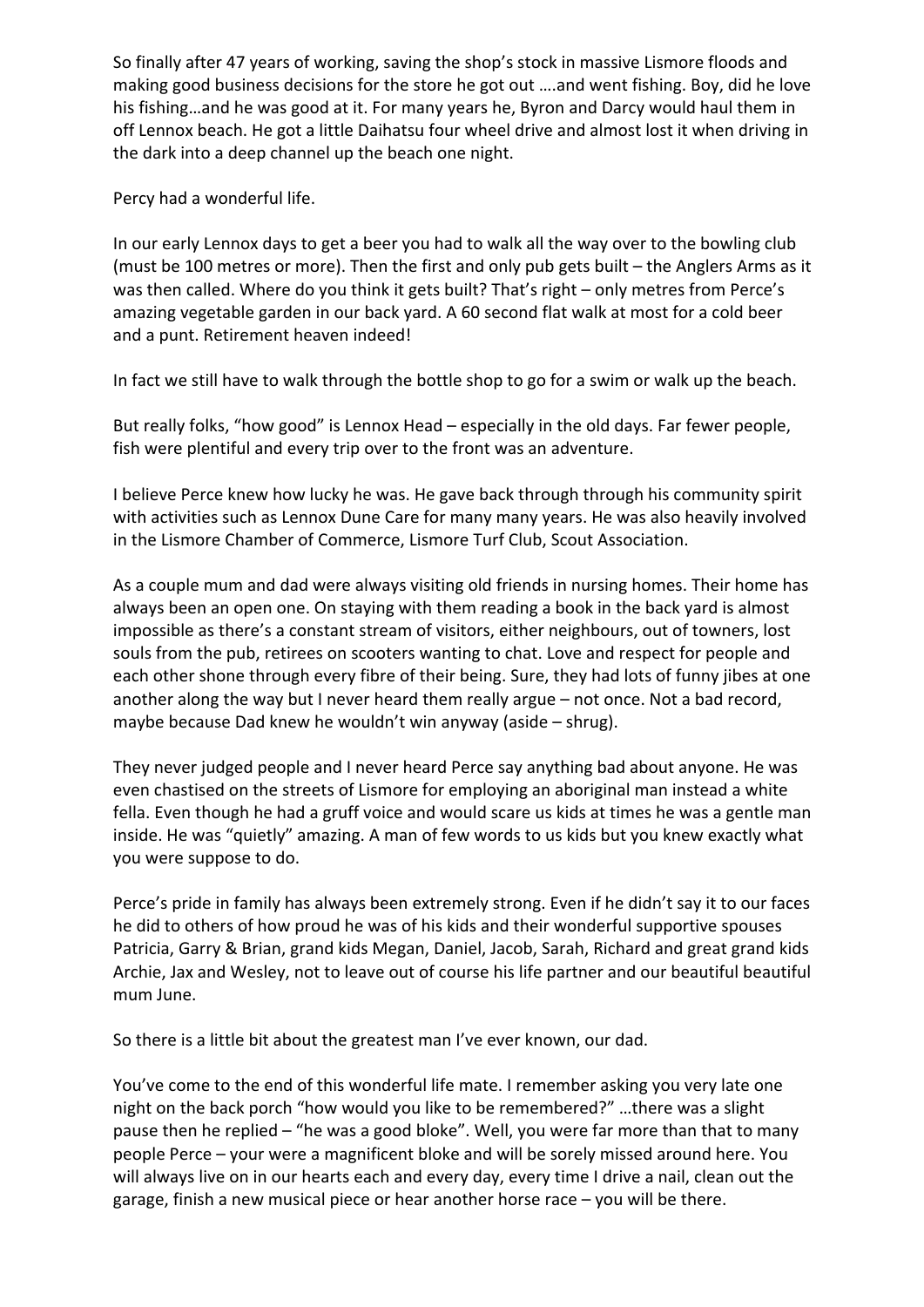So finally after 47 years of working, saving the shop's stock in massive Lismore floods and making good business decisions for the store he got out ….and went fishing. Boy, did he love his fishing…and he was good at it. For many years he, Byron and Darcy would haul them in off Lennox beach. He got a little Daihatsu four wheel drive and almost lost it when driving in the dark into a deep channel up the beach one night.

Percy had a wonderful life.

In our early Lennox days to get a beer you had to walk all the way over to the bowling club (must be 100 metres or more). Then the first and only pub gets built – the Anglers Arms as it was then called. Where do you think it gets built? That's right – only metres from Perce's amazing vegetable garden in our back yard. A 60 second flat walk at most for a cold beer and a punt. Retirement heaven indeed!

In fact we still have to walk through the bottle shop to go for a swim or walk up the beach.

But really folks, "how good" is Lennox Head – especially in the old days. Far fewer people, fish were plentiful and every trip over to the front was an adventure.

I believe Perce knew how lucky he was. He gave back through through his community spirit with activities such as Lennox Dune Care for many many years. He was also heavily involved in the Lismore Chamber of Commerce, Lismore Turf Club, Scout Association.

As a couple mum and dad were always visiting old friends in nursing homes. Their home has always been an open one. On staying with them reading a book in the back yard is almost impossible as there's a constant stream of visitors, either neighbours, out of towners, lost souls from the pub, retirees on scooters wanting to chat. Love and respect for people and each other shone through every fibre of their being. Sure, they had lots of funny jibes at one another along the way but I never heard them really argue – not once. Not a bad record, maybe because Dad knew he wouldn't win anyway (aside – shrug).

They never judged people and I never heard Perce say anything bad about anyone. He was even chastised on the streets of Lismore for employing an aboriginal man instead a white fella. Even though he had a gruff voice and would scare us kids at times he was a gentle man inside. He was "quietly" amazing. A man of few words to us kids but you knew exactly what you were suppose to do.

Perce's pride in family has always been extremely strong. Even if he didn't say it to our faces he did to others of how proud he was of his kids and their wonderful supportive spouses Patricia, Garry & Brian, grand kids Megan, Daniel, Jacob, Sarah, Richard and great grand kids Archie, Jax and Wesley, not to leave out of course his life partner and our beautiful beautiful mum June.

So there is a little bit about the greatest man I've ever known, our dad.

You've come to the end of this wonderful life mate. I remember asking you very late one night on the back porch "how would you like to be remembered?" …there was a slight pause then he replied – "he was a good bloke". Well, you were far more than that to many people Perce – your were a magnificent bloke and will be sorely missed around here. You will always live on in our hearts each and every day, every time I drive a nail, clean out the garage, finish a new musical piece or hear another horse race – you will be there.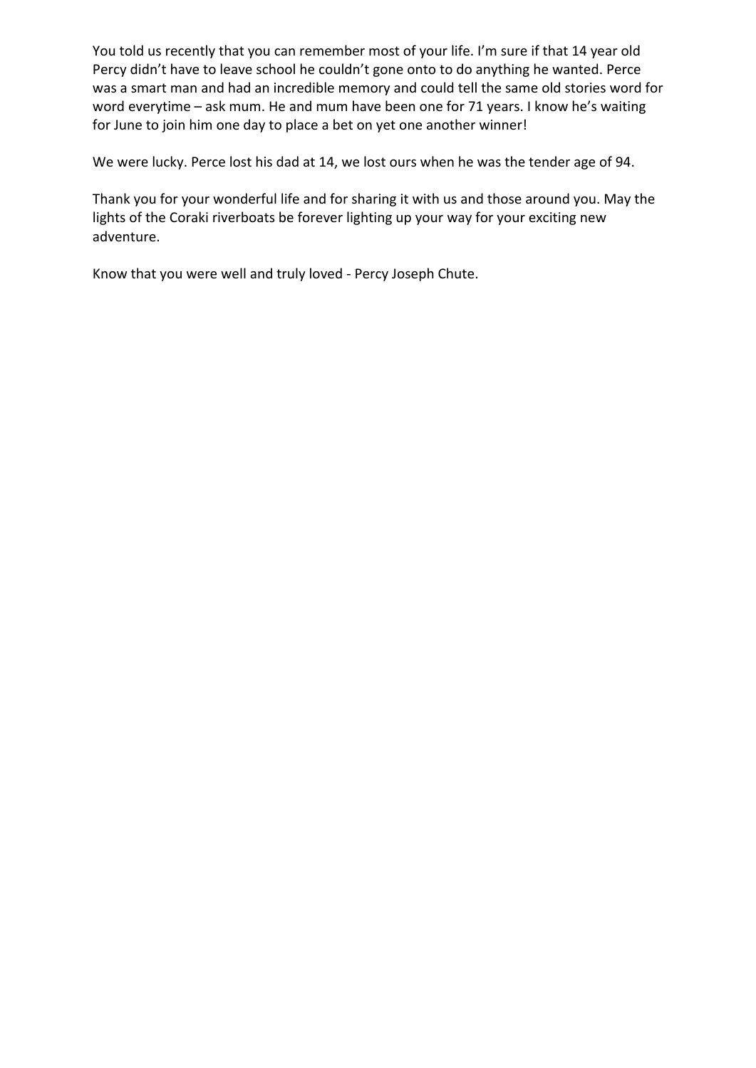You told us recently that you can remember most of your life. I'm sure if that 14 year old Percy didn't have to leave school he couldn't gone onto to do anything he wanted. Perce was a smart man and had an incredible memory and could tell the same old stories word for word everytime – ask mum. He and mum have been one for 71 years. I know he's waiting for June to join him one day to place a bet on yet one another winner!

We were lucky. Perce lost his dad at 14, we lost ours when he was the tender age of 94.

Thank you for your wonderful life and for sharing it with us and those around you. May the lights of the Coraki riverboats be forever lighting up your way for your exciting new adventure.

Know that you were well and truly loved - Percy Joseph Chute.